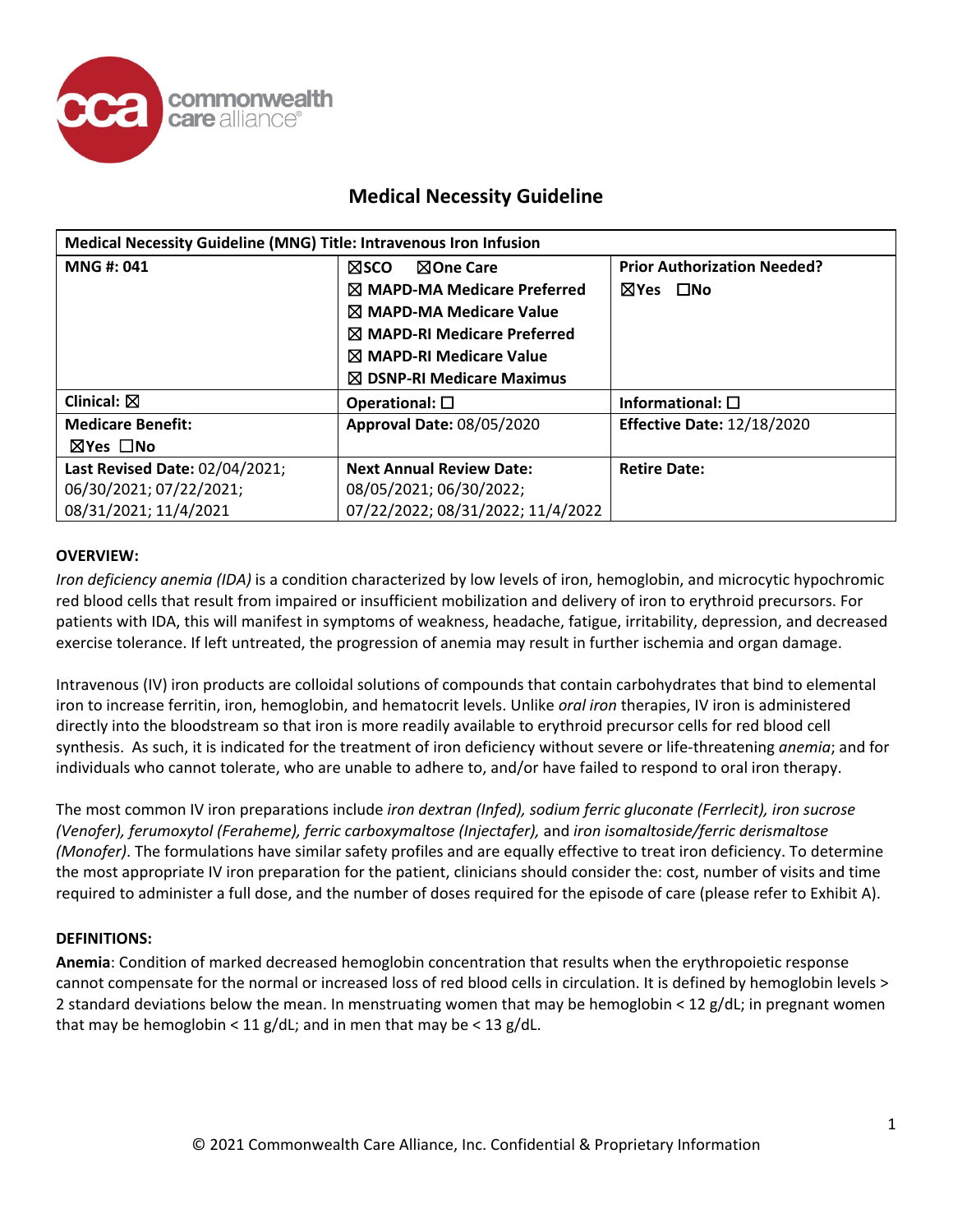# Medical Necessity Guideline

| Medical Necessity Guideline (MNG) Title: Intravenous Iron Infusion | | |
|---|---|---|
| **MNG #: 041** | ☒SCO ☒One Care<br>☒ MAPD-MA Medicare Preferred<br>☒ MAPD-MA Medicare Value<br>☒ MAPD-RI Medicare Preferred<br>☒ MAPD-RI Medicare Value<br>☒ DSNP-RI Medicare Maximus | **Prior Authorization Needed?**<br>☒Yes ☐No |
| **Clinical:** ☒ | **Operational:** ☐ | **Informational:** ☐ |
| **Medicare Benefit:**<br>☒Yes ☐No | **Approval Date:** 08/05/2020 | **Effective Date:** 12/18/2020 |
| **Last Revised Date:** 02/04/2021; 06/30/2021; 07/22/2021; 08/31/2021; 11/4/2021 | **Next Annual Review Date:** 08/05/2021; 06/30/2022; 07/22/2022; 08/31/2022; 11/4/2022 | **Retire Date:** |

## OVERVIEW:

*Iron deficiency anemia (IDA)* is a condition characterized by low levels of iron, hemoglobin, and microcytic hypochromic red blood cells that result from impaired or insufficient mobilization and delivery of iron to erythroid precursors. For patients with IDA, this will manifest in symptoms of weakness, headache, fatigue, irritability, depression, and decreased exercise tolerance. If left untreated, the progression of anemia may result in further ischemia and organ damage.

Intravenous (IV) iron products are colloidal solutions of compounds that contain carbohydrates that bind to elemental iron to increase ferritin, iron, hemoglobin, and hematocrit levels. Unlike *oral iron* therapies, IV iron is administered directly into the bloodstream so that iron is more readily available to erythroid precursor cells for red blood cell synthesis. As such, it is indicated for the treatment of iron deficiency without severe or life-threatening *anemia*; and for individuals who cannot tolerate, who are unable to adhere to, and/or have failed to respond to oral iron therapy.

The most common IV iron preparations include *iron dextran (Infed), sodium ferric gluconate (Ferrlecit), iron sucrose (Venofer), ferumoxytol (Feraheme), ferric carboxymaltose (Injectafer),* and *iron isomaltoside/ferric derismaltose (Monofer)*. The formulations have similar safety profiles and are equally effective to treat iron deficiency. To determine the most appropriate IV iron preparation for the patient, clinicians should consider the: cost, number of visits and time required to administer a full dose, and the number of doses required for the episode of care (please refer to Exhibit A).

## DEFINITIONS:

**Anemia**: Condition of marked decreased hemoglobin concentration that results when the erythropoietic response cannot compensate for the normal or increased loss of red blood cells in circulation. It is defined by hemoglobin levels > 2 standard deviations below the mean. In menstruating women that may be hemoglobin < 12 g/dL; in pregnant women that may be hemoglobin < 11 g/dL; and in men that may be < 13 g/dL.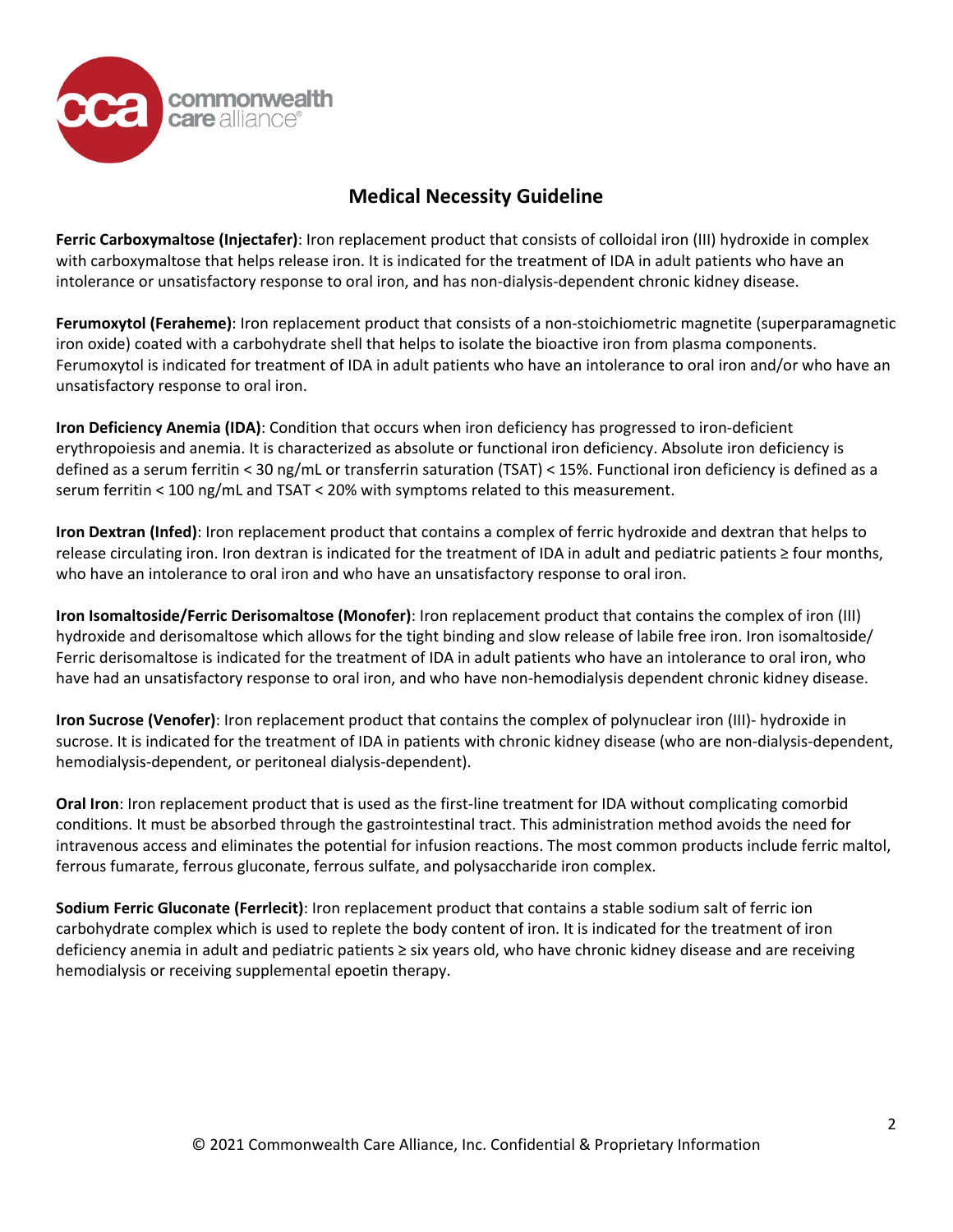## Medical Necessity Guideline

**Ferric Carboxymaltose (Injectafer)**: Iron replacement product that consists of colloidal iron (III) hydroxide in complex with carboxymaltose that helps release iron. It is indicated for the treatment of IDA in adult patients who have an intolerance or unsatisfactory response to oral iron, and has non-dialysis-dependent chronic kidney disease.

**Ferumoxytol (Feraheme)**: Iron replacement product that consists of a non-stoichiometric magnetite (superparamagnetic iron oxide) coated with a carbohydrate shell that helps to isolate the bioactive iron from plasma components. Ferumoxytol is indicated for treatment of IDA in adult patients who have an intolerance to oral iron and/or who have an unsatisfactory response to oral iron.

**Iron Deficiency Anemia (IDA)**: Condition that occurs when iron deficiency has progressed to iron-deficient erythropoiesis and anemia. It is characterized as absolute or functional iron deficiency. Absolute iron deficiency is defined as a serum ferritin < 30 ng/mL or transferrin saturation (TSAT) < 15%. Functional iron deficiency is defined as a serum ferritin < 100 ng/mL and TSAT < 20% with symptoms related to this measurement.

**Iron Dextran (Infed)**: Iron replacement product that contains a complex of ferric hydroxide and dextran that helps to release circulating iron. Iron dextran is indicated for the treatment of IDA in adult and pediatric patients ≥ four months, who have an intolerance to oral iron and who have an unsatisfactory response to oral iron.

**Iron Isomaltoside/Ferric Derisomaltose (Monofer)**: Iron replacement product that contains the complex of iron (III) hydroxide and derisomaltose which allows for the tight binding and slow release of labile free iron. Iron isomaltoside/ Ferric derisomaltose is indicated for the treatment of IDA in adult patients who have an intolerance to oral iron, who have had an unsatisfactory response to oral iron, and who have non-hemodialysis dependent chronic kidney disease.

**Iron Sucrose (Venofer)**: Iron replacement product that contains the complex of polynuclear iron (III)- hydroxide in sucrose. It is indicated for the treatment of IDA in patients with chronic kidney disease (who are non-dialysis-dependent, hemodialysis-dependent, or peritoneal dialysis-dependent).

**Oral Iron**: Iron replacement product that is used as the first-line treatment for IDA without complicating comorbid conditions. It must be absorbed through the gastrointestinal tract. This administration method avoids the need for intravenous access and eliminates the potential for infusion reactions. The most common products include ferric maltol, ferrous fumarate, ferrous gluconate, ferrous sulfate, and polysaccharide iron complex.

**Sodium Ferric Gluconate (Ferrlecit)**: Iron replacement product that contains a stable sodium salt of ferric ion carbohydrate complex which is used to replete the body content of iron. It is indicated for the treatment of iron deficiency anemia in adult and pediatric patients ≥ six years old, who have chronic kidney disease and are receiving hemodialysis or receiving supplemental epoetin therapy.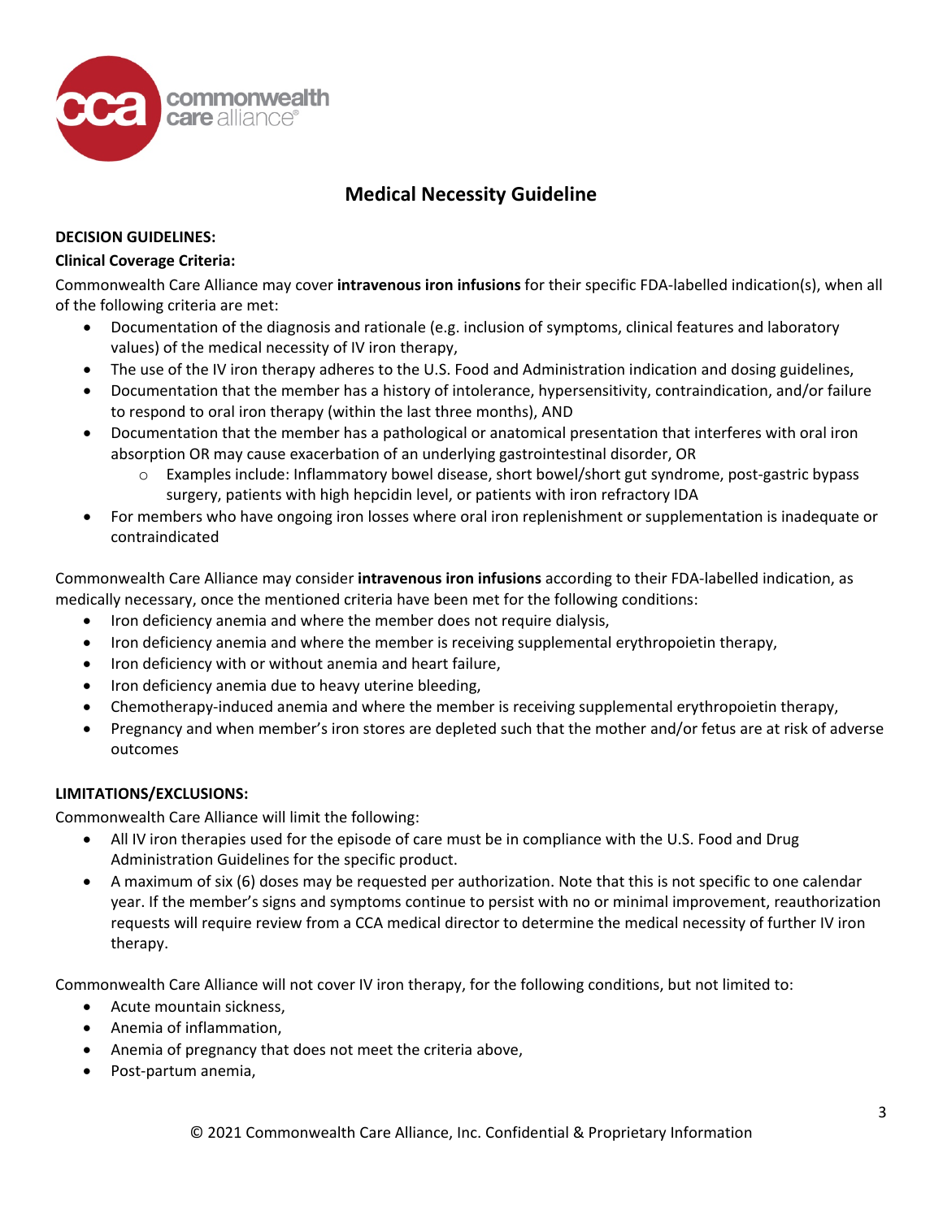## Medical Necessity Guideline

**DECISION GUIDELINES:**

**Clinical Coverage Criteria:**

Commonwealth Care Alliance may cover **intravenous iron infusions** for their specific FDA-labelled indication(s), when all of the following criteria are met:

- Documentation of the diagnosis and rationale (e.g. inclusion of symptoms, clinical features and laboratory values) of the medical necessity of IV iron therapy,
- The use of the IV iron therapy adheres to the U.S. Food and Administration indication and dosing guidelines,
- Documentation that the member has a history of intolerance, hypersensitivity, contraindication, and/or failure to respond to oral iron therapy (within the last three months), AND
- Documentation that the member has a pathological or anatomical presentation that interferes with oral iron absorption OR may cause exacerbation of an underlying gastrointestinal disorder, OR
  - Examples include: Inflammatory bowel disease, short bowel/short gut syndrome, post-gastric bypass surgery, patients with high hepcidin level, or patients with iron refractory IDA
- For members who have ongoing iron losses where oral iron replenishment or supplementation is inadequate or contraindicated

Commonwealth Care Alliance may consider **intravenous iron infusions** according to their FDA-labelled indication, as medically necessary, once the mentioned criteria have been met for the following conditions:

- Iron deficiency anemia and where the member does not require dialysis,
- Iron deficiency anemia and where the member is receiving supplemental erythropoietin therapy,
- Iron deficiency with or without anemia and heart failure,
- Iron deficiency anemia due to heavy uterine bleeding,
- Chemotherapy-induced anemia and where the member is receiving supplemental erythropoietin therapy,
- Pregnancy and when member's iron stores are depleted such that the mother and/or fetus are at risk of adverse outcomes

**LIMITATIONS/EXCLUSIONS:**

Commonwealth Care Alliance will limit the following:

- All IV iron therapies used for the episode of care must be in compliance with the U.S. Food and Drug Administration Guidelines for the specific product.
- A maximum of six (6) doses may be requested per authorization. Note that this is not specific to one calendar year. If the member's signs and symptoms continue to persist with no or minimal improvement, reauthorization requests will require review from a CCA medical director to determine the medical necessity of further IV iron therapy.

Commonwealth Care Alliance will not cover IV iron therapy, for the following conditions, but not limited to:

- Acute mountain sickness,
- Anemia of inflammation,
- Anemia of pregnancy that does not meet the criteria above,
- Post-partum anemia,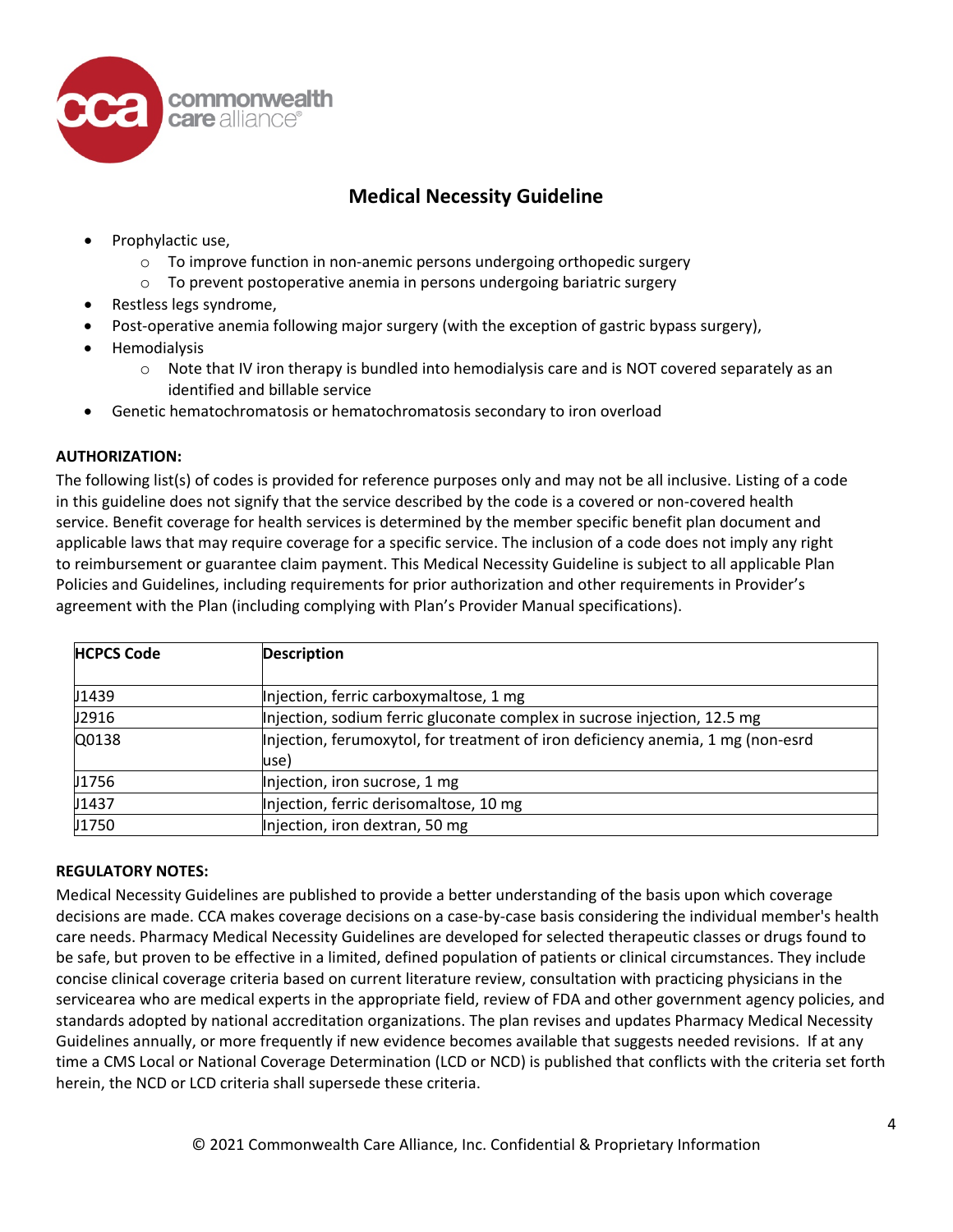## Medical Necessity Guideline

- Prophylactic use,
    - To improve function in non-anemic persons undergoing orthopedic surgery
    - To prevent postoperative anemia in persons undergoing bariatric surgery
- Restless legs syndrome,
- Post-operative anemia following major surgery (with the exception of gastric bypass surgery),
- Hemodialysis
    - Note that IV iron therapy is bundled into hemodialysis care and is NOT covered separately as an identified and billable service
- Genetic hematochromatosis or hematochromatosis secondary to iron overload

**AUTHORIZATION:**

The following list(s) of codes is provided for reference purposes only and may not be all inclusive. Listing of a code in this guideline does not signify that the service described by the code is a covered or non-covered health service. Benefit coverage for health services is determined by the member specific benefit plan document and applicable laws that may require coverage for a specific service. The inclusion of a code does not imply any right to reimbursement or guarantee claim payment. This Medical Necessity Guideline is subject to all applicable Plan Policies and Guidelines, including requirements for prior authorization and other requirements in Provider's agreement with the Plan (including complying with Plan's Provider Manual specifications).

| HCPCS Code | Description |
|---|---|
| J1439 | Injection, ferric carboxymaltose, 1 mg |
| J2916 | Injection, sodium ferric gluconate complex in sucrose injection, 12.5 mg |
| Q0138 | Injection, ferumoxytol, for treatment of iron deficiency anemia, 1 mg (non-esrd use) |
| J1756 | Injection, iron sucrose, 1 mg |
| J1437 | Injection, ferric derisomaltose, 10 mg |
| J1750 | Injection, iron dextran, 50 mg |

**REGULATORY NOTES:**

Medical Necessity Guidelines are published to provide a better understanding of the basis upon which coverage decisions are made. CCA makes coverage decisions on a case-by-case basis considering the individual member's health care needs. Pharmacy Medical Necessity Guidelines are developed for selected therapeutic classes or drugs found to be safe, but proven to be effective in a limited, defined population of patients or clinical circumstances. They include concise clinical coverage criteria based on current literature review, consultation with practicing physicians in the servicearea who are medical experts in the appropriate field, review of FDA and other government agency policies, and standards adopted by national accreditation organizations. The plan revises and updates Pharmacy Medical Necessity Guidelines annually, or more frequently if new evidence becomes available that suggests needed revisions. If at any time a CMS Local or National Coverage Determination (LCD or NCD) is published that conflicts with the criteria set forth herein, the NCD or LCD criteria shall supersede these criteria.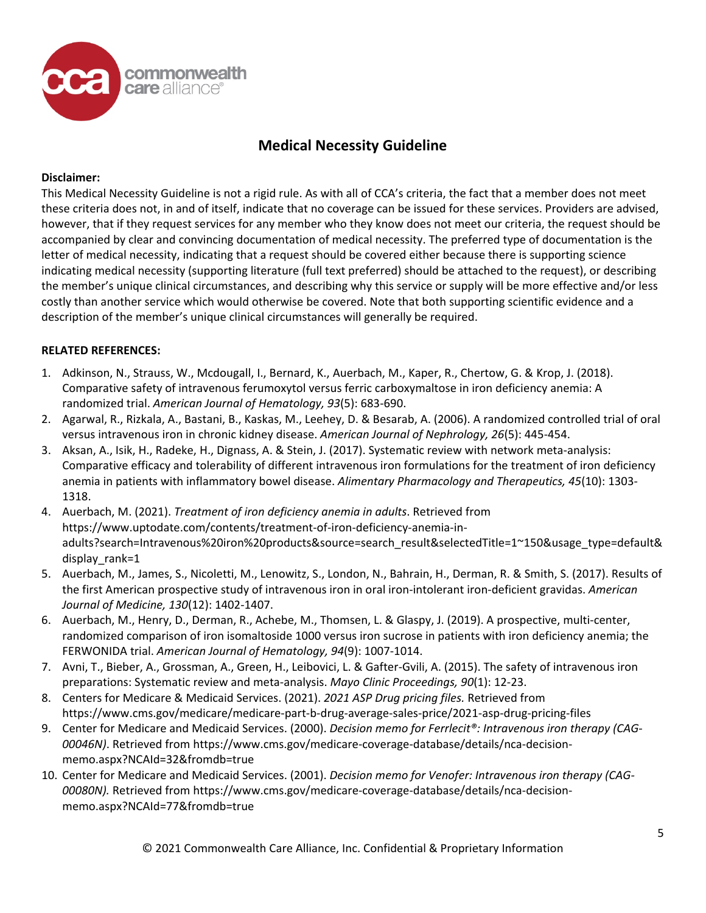## Medical Necessity Guideline

**Disclaimer:**

This Medical Necessity Guideline is not a rigid rule. As with all of CCA's criteria, the fact that a member does not meet these criteria does not, in and of itself, indicate that no coverage can be issued for these services. Providers are advised, however, that if they request services for any member who they know does not meet our criteria, the request should be accompanied by clear and convincing documentation of medical necessity. The preferred type of documentation is the letter of medical necessity, indicating that a request should be covered either because there is supporting science indicating medical necessity (supporting literature (full text preferred) should be attached to the request), or describing the member's unique clinical circumstances, and describing why this service or supply will be more effective and/or less costly than another service which would otherwise be covered. Note that both supporting scientific evidence and a description of the member's unique clinical circumstances will generally be required.

**RELATED REFERENCES:**

1. Adkinson, N., Strauss, W., Mcdougall, I., Bernard, K., Auerbach, M., Kaper, R., Chertow, G. & Krop, J. (2018). Comparative safety of intravenous ferumoxytol versus ferric carboxymaltose in iron deficiency anemia: A randomized trial. *American Journal of Hematology, 93*(5): 683-690.
2. Agarwal, R., Rizkala, A., Bastani, B., Kaskas, M., Leehey, D. & Besarab, A. (2006). A randomized controlled trial of oral versus intravenous iron in chronic kidney disease. *American Journal of Nephrology, 26*(5): 445-454.
3. Aksan, A., Isik, H., Radeke, H., Dignass, A. & Stein, J. (2017). Systematic review with network meta-analysis: Comparative efficacy and tolerability of different intravenous iron formulations for the treatment of iron deficiency anemia in patients with inflammatory bowel disease. *Alimentary Pharmacology and Therapeutics, 45*(10): 1303-1318.
4. Auerbach, M. (2021). *Treatment of iron deficiency anemia in adults*. Retrieved from https://www.uptodate.com/contents/treatment-of-iron-deficiency-anemia-in-adults?search=Intravenous%20iron%20products&source=search_result&selectedTitle=1~150&usage_type=default&display_rank=1
5. Auerbach, M., James, S., Nicoletti, M., Lenowitz, S., London, N., Bahrain, H., Derman, R. & Smith, S. (2017). Results of the first American prospective study of intravenous iron in oral iron-intolerant iron-deficient gravidas. *American Journal of Medicine, 130*(12): 1402-1407.
6. Auerbach, M., Henry, D., Derman, R., Achebe, M., Thomsen, L. & Glaspy, J. (2019). A prospective, multi-center, randomized comparison of iron isomaltoside 1000 versus iron sucrose in patients with iron deficiency anemia; the FERWONIDA trial. *American Journal of Hematology, 94*(9): 1007-1014.
7. Avni, T., Bieber, A., Grossman, A., Green, H., Leibovici, L. & Gafter-Gvili, A. (2015). The safety of intravenous iron preparations: Systematic review and meta-analysis. *Mayo Clinic Proceedings, 90*(1): 12-23.
8. Centers for Medicare & Medicaid Services. (2021). *2021 ASP Drug pricing files.* Retrieved from https://www.cms.gov/medicare/medicare-part-b-drug-average-sales-price/2021-asp-drug-pricing-files
9. Center for Medicare and Medicaid Services. (2000). *Decision memo for Ferrlecit®: Intravenous iron therapy (CAG-00046N)*. Retrieved from https://www.cms.gov/medicare-coverage-database/details/nca-decision-memo.aspx?NCAId=32&fromdb=true
10. Center for Medicare and Medicaid Services. (2001). *Decision memo for Venofer: Intravenous iron therapy (CAG-00080N).* Retrieved from https://www.cms.gov/medicare-coverage-database/details/nca-decision-memo.aspx?NCAId=77&fromdb=true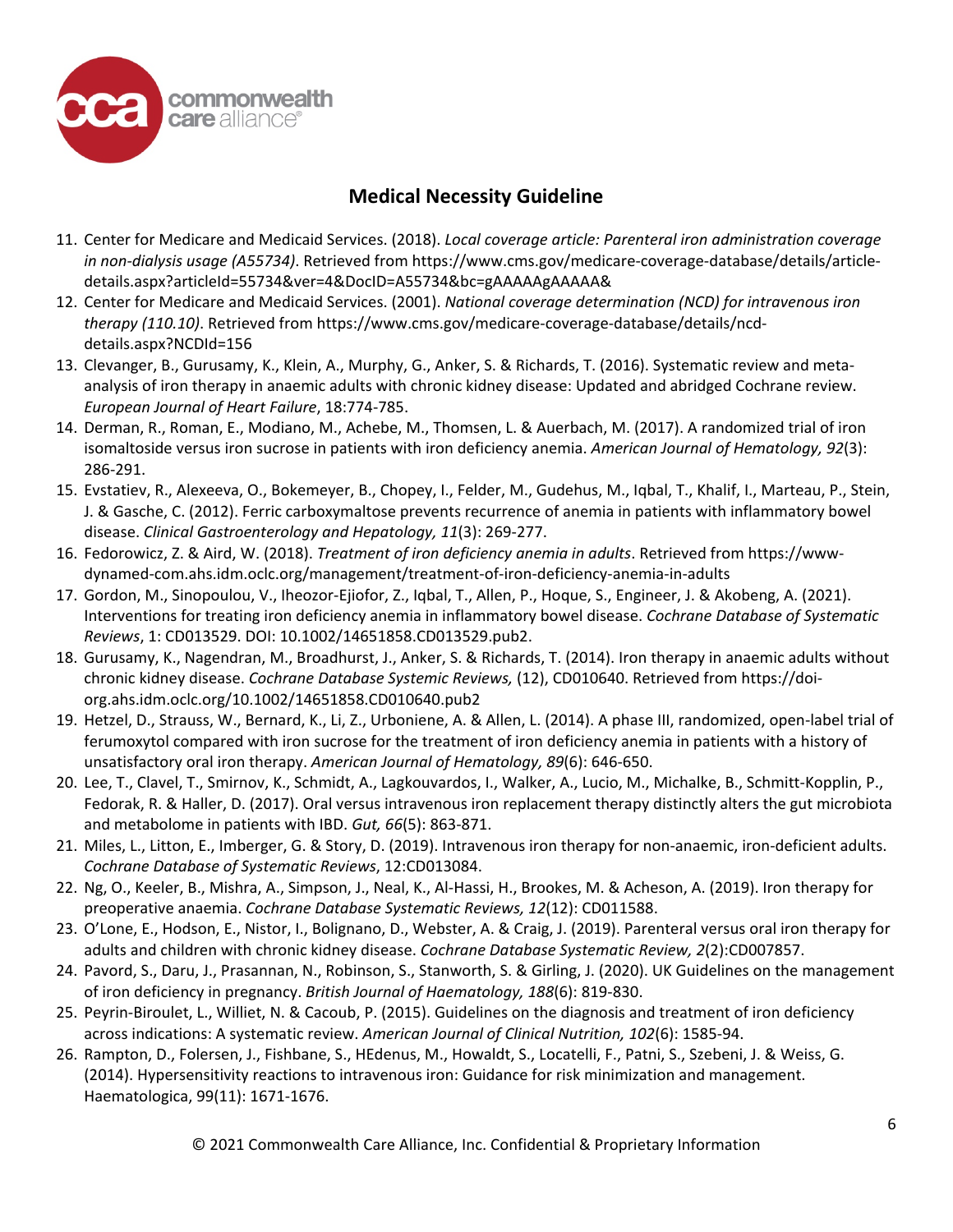11. Center for Medicare and Medicaid Services. (2018). *Local coverage article: Parenteral iron administration coverage in non-dialysis usage (A55734)*. Retrieved from https://www.cms.gov/medicare-coverage-database/details/article-details.aspx?articleId=55734&ver=4&DocID=A55734&bc=gAAAAAgAAAAA&
12. Center for Medicare and Medicaid Services. (2001). *National coverage determination (NCD) for intravenous iron therapy (110.10)*. Retrieved from https://www.cms.gov/medicare-coverage-database/details/ncd-details.aspx?NCDId=156
13. Clevanger, B., Gurusamy, K., Klein, A., Murphy, G., Anker, S. & Richards, T. (2016). Systematic review and meta-analysis of iron therapy in anaemic adults with chronic kidney disease: Updated and abridged Cochrane review. *European Journal of Heart Failure*, 18:774-785.
14. Derman, R., Roman, E., Modiano, M., Achebe, M., Thomsen, L. & Auerbach, M. (2017). A randomized trial of iron isomaltoside versus iron sucrose in patients with iron deficiency anemia. *American Journal of Hematology, 92*(3): 286-291.
15. Evstatiev, R., Alexeeva, O., Bokemeyer, B., Chopey, I., Felder, M., Gudehus, M., Iqbal, T., Khalif, I., Marteau, P., Stein, J. & Gasche, C. (2012). Ferric carboxymaltose prevents recurrence of anemia in patients with inflammatory bowel disease. *Clinical Gastroenterology and Hepatology, 11*(3): 269-277.
16. Fedorowicz, Z. & Aird, W. (2018). *Treatment of iron deficiency anemia in adults*. Retrieved from https://www-dynamed-com.ahs.idm.oclc.org/management/treatment-of-iron-deficiency-anemia-in-adults
17. Gordon, M., Sinopoulou, V., Iheozor-Ejiofor, Z., Iqbal, T., Allen, P., Hoque, S., Engineer, J. & Akobeng, A. (2021). Interventions for treating iron deficiency anemia in inflammatory bowel disease. *Cochrane Database of Systematic Reviews*, 1: CD013529. DOI: 10.1002/14651858.CD013529.pub2.
18. Gurusamy, K., Nagendran, M., Broadhurst, J., Anker, S. & Richards, T. (2014). Iron therapy in anaemic adults without chronic kidney disease. *Cochrane Database Systemic Reviews,* (12), CD010640. Retrieved from https://doi-org.ahs.idm.oclc.org/10.1002/14651858.CD010640.pub2
19. Hetzel, D., Strauss, W., Bernard, K., Li, Z., Urboniene, A. & Allen, L. (2014). A phase III, randomized, open-label trial of ferumoxytol compared with iron sucrose for the treatment of iron deficiency anemia in patients with a history of unsatisfactory oral iron therapy. *American Journal of Hematology, 89*(6): 646-650.
20. Lee, T., Clavel, T., Smirnov, K., Schmidt, A., Lagkouvardos, I., Walker, A., Lucio, M., Michalke, B., Schmitt-Kopplin, P., Fedorak, R. & Haller, D. (2017). Oral versus intravenous iron replacement therapy distinctly alters the gut microbiota and metabolome in patients with IBD. *Gut, 66*(5): 863-871.
21. Miles, L., Litton, E., Imberger, G. & Story, D. (2019). Intravenous iron therapy for non-anaemic, iron-deficient adults. *Cochrane Database of Systematic Reviews*, 12:CD013084.
22. Ng, O., Keeler, B., Mishra, A., Simpson, J., Neal, K., Al-Hassi, H., Brookes, M. & Acheson, A. (2019). Iron therapy for preoperative anaemia. *Cochrane Database Systematic Reviews, 12*(12): CD011588.
23. O'Lone, E., Hodson, E., Nistor, I., Bolignano, D., Webster, A. & Craig, J. (2019). Parenteral versus oral iron therapy for adults and children with chronic kidney disease. *Cochrane Database Systematic Review, 2*(2):CD007857.
24. Pavord, S., Daru, J., Prasannan, N., Robinson, S., Stanworth, S. & Girling, J. (2020). UK Guidelines on the management of iron deficiency in pregnancy. *British Journal of Haematology, 188*(6): 819-830.
25. Peyrin-Biroulet, L., Williet, N. & Cacoub, P. (2015). Guidelines on the diagnosis and treatment of iron deficiency across indications: A systematic review. *American Journal of Clinical Nutrition, 102*(6): 1585-94.
26. Rampton, D., Folersen, J., Fishbane, S., HEdenus, M., Howaldt, S., Locatelli, F., Patni, S., Szebeni, J. & Weiss, G. (2014). Hypersensitivity reactions to intravenous iron: Guidance for risk minimization and management. Haematologica, 99(11): 1671-1676.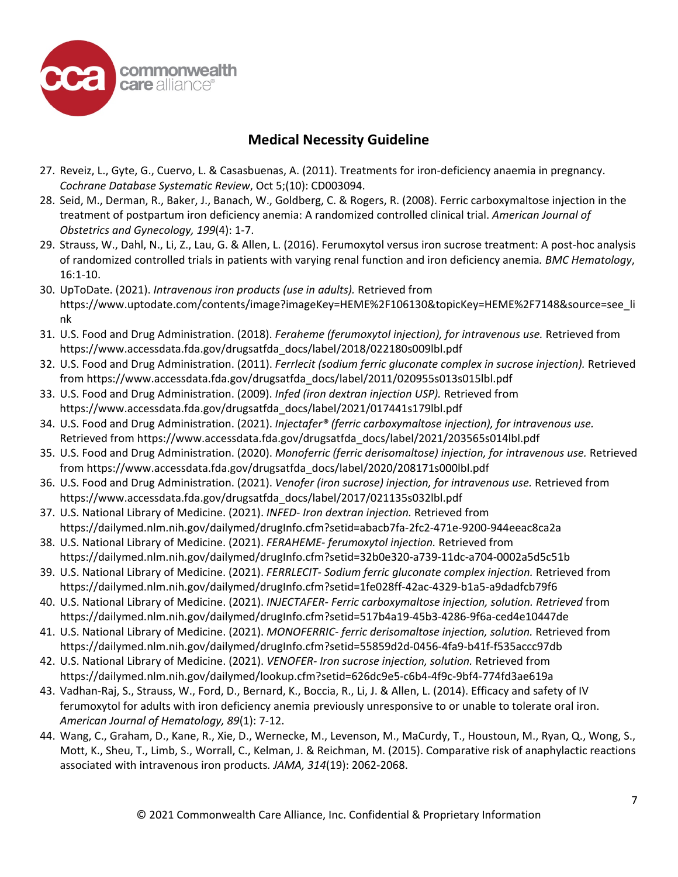27. Reveiz, L., Gyte, G., Cuervo, L. & Casasbuenas, A. (2011). Treatments for iron-deficiency anaemia in pregnancy. *Cochrane Database Systematic Review*, Oct 5;(10): CD003094.
28. Seid, M., Derman, R., Baker, J., Banach, W., Goldberg, C. & Rogers, R. (2008). Ferric carboxymaltose injection in the treatment of postpartum iron deficiency anemia: A randomized controlled clinical trial. *American Journal of Obstetrics and Gynecology, 199*(4): 1-7.
29. Strauss, W., Dahl, N., Li, Z., Lau, G. & Allen, L. (2016). Ferumoxytol versus iron sucrose treatment: A post-hoc analysis of randomized controlled trials in patients with varying renal function and iron deficiency anemia. *BMC Hematology*, 16:1-10.
30. UpToDate. (2021). *Intravenous iron products (use in adults).* Retrieved from https://www.uptodate.com/contents/image?imageKey=HEME%2F106130&topicKey=HEME%2F7148&source=see_link
31. U.S. Food and Drug Administration. (2018). *Feraheme (ferumoxytol injection), for intravenous use.* Retrieved from https://www.accessdata.fda.gov/drugsatfda_docs/label/2018/022180s009lbl.pdf
32. U.S. Food and Drug Administration. (2011). *Ferrlecit (sodium ferric gluconate complex in sucrose injection).* Retrieved from https://www.accessdata.fda.gov/drugsatfda_docs/label/2011/020955s013s015lbl.pdf
33. U.S. Food and Drug Administration. (2009). *Infed (iron dextran injection USP).* Retrieved from https://www.accessdata.fda.gov/drugsatfda_docs/label/2021/017441s179lbl.pdf
34. U.S. Food and Drug Administration. (2021). *Injectafer® (ferric carboxymaltose injection), for intravenous use.* Retrieved from https://www.accessdata.fda.gov/drugsatfda_docs/label/2021/203565s014lbl.pdf
35. U.S. Food and Drug Administration. (2020). *Monoferric (ferric derisomaltose) injection, for intravenous use.* Retrieved from https://www.accessdata.fda.gov/drugsatfda_docs/label/2020/208171s000lbl.pdf
36. U.S. Food and Drug Administration. (2021). *Venofer (iron sucrose) injection, for intravenous use.* Retrieved from https://www.accessdata.fda.gov/drugsatfda_docs/label/2017/021135s032lbl.pdf
37. U.S. National Library of Medicine. (2021). *INFED- Iron dextran injection.* Retrieved from https://dailymed.nlm.nih.gov/dailymed/drugInfo.cfm?setid=abacb7fa-2fc2-471e-9200-944eeac8ca2a
38. U.S. National Library of Medicine. (2021). *FERAHEME- ferumoxytol injection.* Retrieved from https://dailymed.nlm.nih.gov/dailymed/drugInfo.cfm?setid=32b0e320-a739-11dc-a704-0002a5d5c51b
39. U.S. National Library of Medicine. (2021). *FERRLECIT- Sodium ferric gluconate complex injection.* Retrieved from https://dailymed.nlm.nih.gov/dailymed/drugInfo.cfm?setid=1fe028ff-42ac-4329-b1a5-a9dadfcb79f6
40. U.S. National Library of Medicine. (2021). *INJECTAFER- Ferric carboxymaltose injection, solution. Retrieved* from https://dailymed.nlm.nih.gov/dailymed/drugInfo.cfm?setid=517b4a19-45b3-4286-9f6a-ced4e10447de
41. U.S. National Library of Medicine. (2021). *MONOFERRIC- ferric derisomaltose injection, solution.* Retrieved from https://dailymed.nlm.nih.gov/dailymed/drugInfo.cfm?setid=55859d2d-0456-4fa9-b41f-f535accc97db
42. U.S. National Library of Medicine. (2021). *VENOFER- Iron sucrose injection, solution.* Retrieved from https://dailymed.nlm.nih.gov/dailymed/lookup.cfm?setid=626dc9e5-c6b4-4f9c-9bf4-774fd3ae619a
43. Vadhan-Raj, S., Strauss, W., Ford, D., Bernard, K., Boccia, R., Li, J. & Allen, L. (2014). Efficacy and safety of IV ferumoxytol for adults with iron deficiency anemia previously unresponsive to or unable to tolerate oral iron. *American Journal of Hematology, 89*(1): 7-12.
44. Wang, C., Graham, D., Kane, R., Xie, D., Wernecke, M., Levenson, M., MaCurdy, T., Houstoun, M., Ryan, Q., Wong, S., Mott, K., Sheu, T., Limb, S., Worrall, C., Kelman, J. & Reichman, M. (2015). Comparative risk of anaphylactic reactions associated with intravenous iron products. *JAMA, 314*(19): 2062-2068.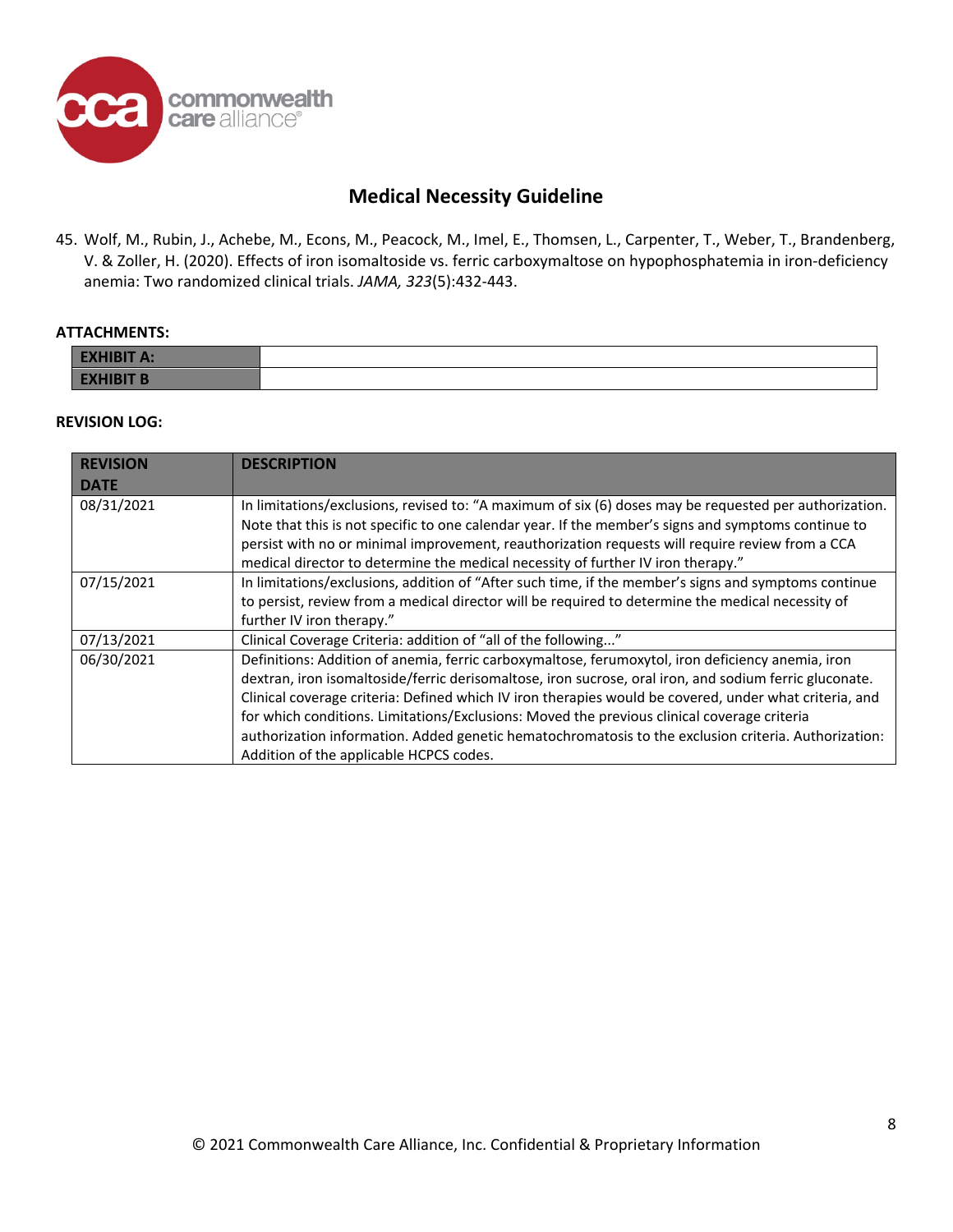45. Wolf, M., Rubin, J., Achebe, M., Econs, M., Peacock, M., Imel, E., Thomsen, L., Carpenter, T., Weber, T., Brandenberg, V. & Zoller, H. (2020). Effects of iron isomaltoside vs. ferric carboxymaltose on hypophosphatemia in iron-deficiency anemia: Two randomized clinical trials. *JAMA, 323*(5):432-443.

**ATTACHMENTS:**

| | |
|---|---|
| **EXHIBIT A:** | |
| **EXHIBIT B** | |

**REVISION LOG:**

| REVISION DATE | DESCRIPTION |
|---|---|
| 08/31/2021 | In limitations/exclusions, revised to: "A maximum of six (6) doses may be requested per authorization. Note that this is not specific to one calendar year. If the member's signs and symptoms continue to persist with no or minimal improvement, reauthorization requests will require review from a CCA medical director to determine the medical necessity of further IV iron therapy." |
| 07/15/2021 | In limitations/exclusions, addition of "After such time, if the member's signs and symptoms continue to persist, review from a medical director will be required to determine the medical necessity of further IV iron therapy." |
| 07/13/2021 | Clinical Coverage Criteria: addition of "all of the following..." |
| 06/30/2021 | Definitions: Addition of anemia, ferric carboxymaltose, ferumoxytol, iron deficiency anemia, iron dextran, iron isomaltoside/ferric derisomaltose, iron sucrose, oral iron, and sodium ferric gluconate. Clinical coverage criteria: Defined which IV iron therapies would be covered, under what criteria, and for which conditions. Limitations/Exclusions: Moved the previous clinical coverage criteria authorization information. Added genetic hematochromatosis to the exclusion criteria. Authorization: Addition of the applicable HCPCS codes. |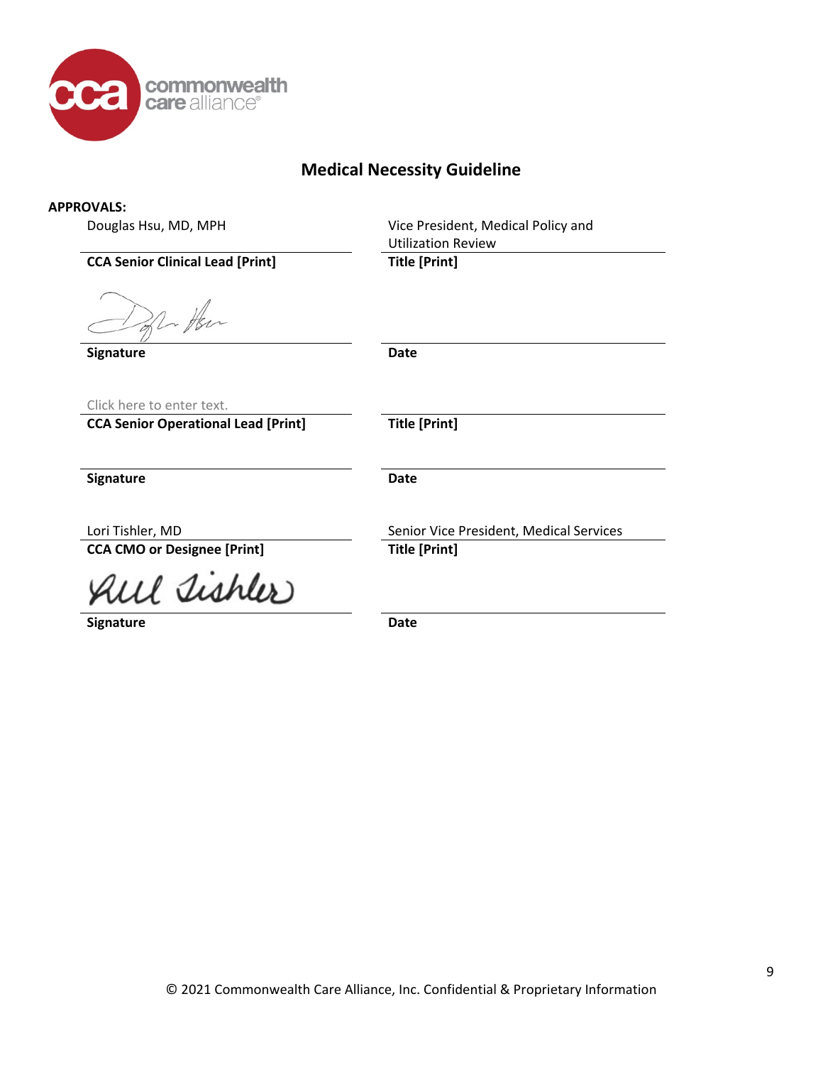# Medical Necessity Guideline

**APPROVALS:**

| | |
|---|---|
| Douglas Hsu, MD, MPH | Vice President, Medical Policy and Utilization Review |
| **CCA Senior Clinical Lead [Print]** | **Title [Print]** |
| | |
| **Signature** | **Date** |
| Click here to enter text. | |
| **CCA Senior Operational Lead [Print]** | **Title [Print]** |
| | |
| **Signature** | **Date** |
| Lori Tishler, MD | Senior Vice President, Medical Services |
| **CCA CMO or Designee [Print]** | **Title [Print]** |
| | |
| **Signature** | **Date** |

© 2021 Commonwealth Care Alliance, Inc. Confidential & Proprietary Information